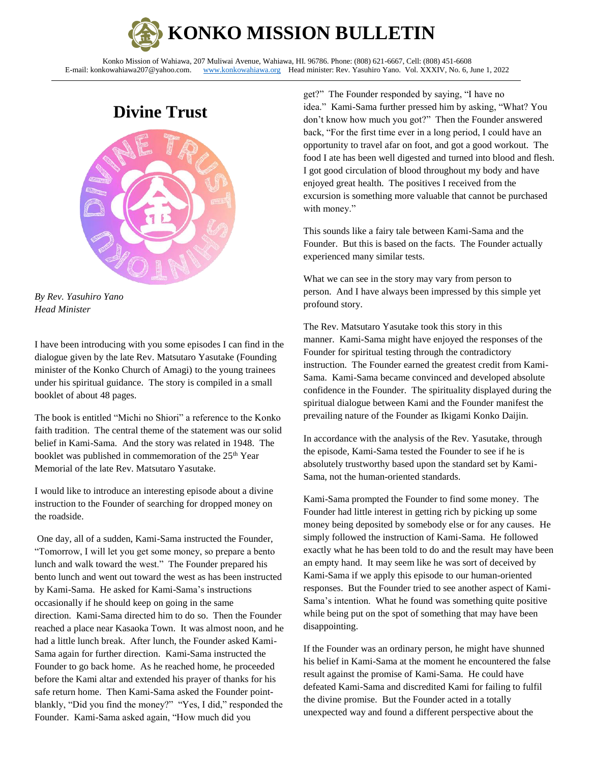# KONKO MISSION BULLETIN

Konko Mission of Wahiawa, 207 Muliwai Avenue, Wahiawa, HI. 96786. Phone: (808) 621-6667, Cell: (808) 451-6608
E-mail: konkowahiawa207@yahoo.com. www.konkowahiawa.org Head minister: Rev. Yasuhiro Yano. Vol. XXXIV, No. 6, June 1, 2022

## Divine Trust

*By Rev. Yasuhiro Yano*
*Head Minister*

I have been introducing with you some episodes I can find in the dialogue given by the late Rev. Matsutaro Yasutake (Founding minister of the Konko Church of Amagi) to the young trainees under his spiritual guidance. The story is compiled in a small booklet of about 48 pages.

The book is entitled "Michi no Shiori" a reference to the Konko faith tradition. The central theme of the statement was our solid belief in Kami-Sama. And the story was related in 1948. The booklet was published in commemoration of the 25th Year Memorial of the late Rev. Matsutaro Yasutake.

I would like to introduce an interesting episode about a divine instruction to the Founder of searching for dropped money on the roadside.

One day, all of a sudden, Kami-Sama instructed the Founder, "Tomorrow, I will let you get some money, so prepare a bento lunch and walk toward the west." The Founder prepared his bento lunch and went out toward the west as has been instructed by Kami-Sama. He asked for Kami-Sama's instructions occasionally if he should keep on going in the same direction. Kami-Sama directed him to do so. Then the Founder reached a place near Kasaoka Town. It was almost noon, and he had a little lunch break. After lunch, the Founder asked Kami-Sama again for further direction. Kami-Sama instructed the Founder to go back home. As he reached home, he proceeded before the Kami altar and extended his prayer of thanks for his safe return home. Then Kami-Sama asked the Founder point-blankly, "Did you find the money?" "Yes, I did," responded the Founder. Kami-Sama asked again, "How much did you get?" The Founder responded by saying, "I have no idea." Kami-Sama further pressed him by asking, "What? You don't know how much you got?" Then the Founder answered back, "For the first time ever in a long period, I could have an opportunity to travel afar on foot, and got a good workout. The food I ate has been well digested and turned into blood and flesh. I got good circulation of blood throughout my body and have enjoyed great health. The positives I received from the excursion is something more valuable that cannot be purchased with money."

This sounds like a fairy tale between Kami-Sama and the Founder. But this is based on the facts. The Founder actually experienced many similar tests.

What we can see in the story may vary from person to person. And I have always been impressed by this simple yet profound story.

The Rev. Matsutaro Yasutake took this story in this manner. Kami-Sama might have enjoyed the responses of the Founder for spiritual testing through the contradictory instruction. The Founder earned the greatest credit from Kami-Sama. Kami-Sama became convinced and developed absolute confidence in the Founder. The spirituality displayed during the spiritual dialogue between Kami and the Founder manifest the prevailing nature of the Founder as Ikigami Konko Daijin.

In accordance with the analysis of the Rev. Yasutake, through the episode, Kami-Sama tested the Founder to see if he is absolutely trustworthy based upon the standard set by Kami-Sama, not the human-oriented standards.

Kami-Sama prompted the Founder to find some money. The Founder had little interest in getting rich by picking up some money being deposited by somebody else or for any causes. He simply followed the instruction of Kami-Sama. He followed exactly what he has been told to do and the result may have been an empty hand. It may seem like he was sort of deceived by Kami-Sama if we apply this episode to our human-oriented responses. But the Founder tried to see another aspect of Kami-Sama's intention. What he found was something quite positive while being put on the spot of something that may have been disappointing.

If the Founder was an ordinary person, he might have shunned his belief in Kami-Sama at the moment he encountered the false result against the promise of Kami-Sama. He could have defeated Kami-Sama and discredited Kami for failing to fulfil the divine promise. But the Founder acted in a totally unexpected way and found a different perspective about the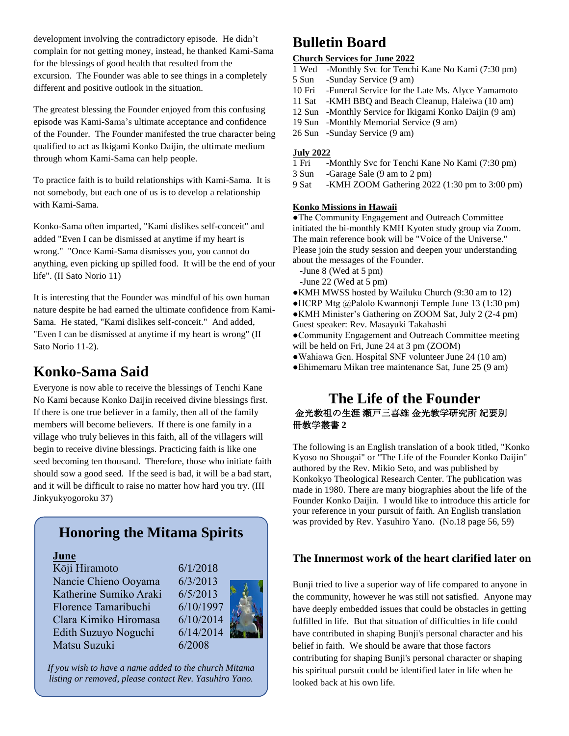development involving the contradictory episode. He didn't complain for not getting money, instead, he thanked Kami-Sama for the blessings of good health that resulted from the excursion. The Founder was able to see things in a completely different and positive outlook in the situation.

The greatest blessing the Founder enjoyed from this confusing episode was Kami-Sama's ultimate acceptance and confidence of the Founder. The Founder manifested the true character being qualified to act as Ikigami Konko Daijin, the ultimate medium through whom Kami-Sama can help people.

To practice faith is to build relationships with Kami-Sama. It is not somebody, but each one of us is to develop a relationship with Kami-Sama.

Konko-Sama often imparted, "Kami dislikes self-conceit" and added "Even I can be dismissed at anytime if my heart is wrong." "Once Kami-Sama dismisses you, you cannot do anything, even picking up spilled food. It will be the end of your life". (II Sato Norio 11)

It is interesting that the Founder was mindful of his own human nature despite he had earned the ultimate confidence from Kami-Sama. He stated, "Kami dislikes self-conceit." And added, "Even I can be dismissed at anytime if my heart is wrong" (II Sato Norio 11-2).

# Konko-Sama Said

Everyone is now able to receive the blessings of Tenchi Kane No Kami because Konko Daijin received divine blessings first. If there is one true believer in a family, then all of the family members will become believers. If there is one family in a village who truly believes in this faith, all of the villagers will begin to receive divine blessings. Practicing faith is like one seed becoming ten thousand. Therefore, those who initiate faith should sow a good seed. If the seed is bad, it will be a bad start, and it will be difficult to raise no matter how hard you try. (III Jinkyukyogoroku 37)

# Honoring the Mitama Spirits

**June**

| | |
|---|---|
| Kōji Hiramoto | 6/1/2018 |
| Nancie Chieno Ooyama | 6/3/2013 |
| Katherine Sumiko Araki | 6/5/2013 |
| Florence Tamaribuchi | 6/10/1997 |
| Clara Kimiko Hiromasa | 6/10/2014 |
| Edith Suzuyo Noguchi | 6/14/2014 |
| Matsu Suzuki | 6/2008 |

*If you wish to have a name added to the church Mitama listing or removed, please contact Rev. Yasuhiro Yano.*

# Bulletin Board

**Church Services for June 2022**

- 1 Wed -Monthly Svc for Tenchi Kane No Kami (7:30 pm)
- 5 Sun -Sunday Service (9 am)
- 10 Fri -Funeral Service for the Late Ms. Alyce Yamamoto
- 11 Sat -KMH BBQ and Beach Cleanup, Haleiwa (10 am)
- 12 Sun -Monthly Service for Ikigami Konko Daijin (9 am)
- 19 Sun -Monthly Memorial Service (9 am)
- 26 Sun -Sunday Service (9 am)

**July 2022**

- 1 Fri -Monthly Svc for Tenchi Kane No Kami (7:30 pm)
- 3 Sun -Garage Sale (9 am to 2 pm)
- 9 Sat -KMH ZOOM Gathering 2022 (1:30 pm to 3:00 pm)

**Konko Missions in Hawaii**

- The Community Engagement and Outreach Committee initiated the bi-monthly KMH Kyoten study group via Zoom. The main reference book will be "Voice of the Universe." Please join the study session and deepen your understanding about the messages of the Founder.
  - June 8 (Wed at 5 pm)
  - June 22 (Wed at 5 pm)
- KMH MWSS hosted by Wailuku Church (9:30 am to 12)
- HCRP Mtg @Palolo Kwannonji Temple June 13 (1:30 pm)
- KMH Minister's Gathering on ZOOM Sat, July 2 (2-4 pm) Guest speaker: Rev. Masayuki Takahashi
- Community Engagement and Outreach Committee meeting will be held on Fri, June 24 at 3 pm (ZOOM)
- Wahiawa Gen. Hospital SNF volunteer June 24 (10 am)
- Ehimemaru Mikan tree maintenance Sat, June 25 (9 am)

# The Life of the Founder

**金光教祖の生涯 瀬戸三喜雄 金光教学研究所 紀要別冊教学叢書 2**

The following is an English translation of a book titled, "Konko Kyoso no Shougai" or "The Life of the Founder Konko Daijin" authored by the Rev. Mikio Seto, and was published by Konkokyo Theological Research Center. The publication was made in 1980. There are many biographies about the life of the Founder Konko Daijin. I would like to introduce this article for your reference in your pursuit of faith. An English translation was provided by Rev. Yasuhiro Yano. (No.18 page 56, 59)

### The Innermost work of the heart clarified later on

Bunji tried to live a superior way of life compared to anyone in the community, however he was still not satisfied. Anyone may have deeply embedded issues that could be obstacles in getting fulfilled in life. But that situation of difficulties in life could have contributed in shaping Bunji's personal character and his belief in faith. We should be aware that those factors contributing for shaping Bunji's personal character or shaping his spiritual pursuit could be identified later in life when he looked back at his own life.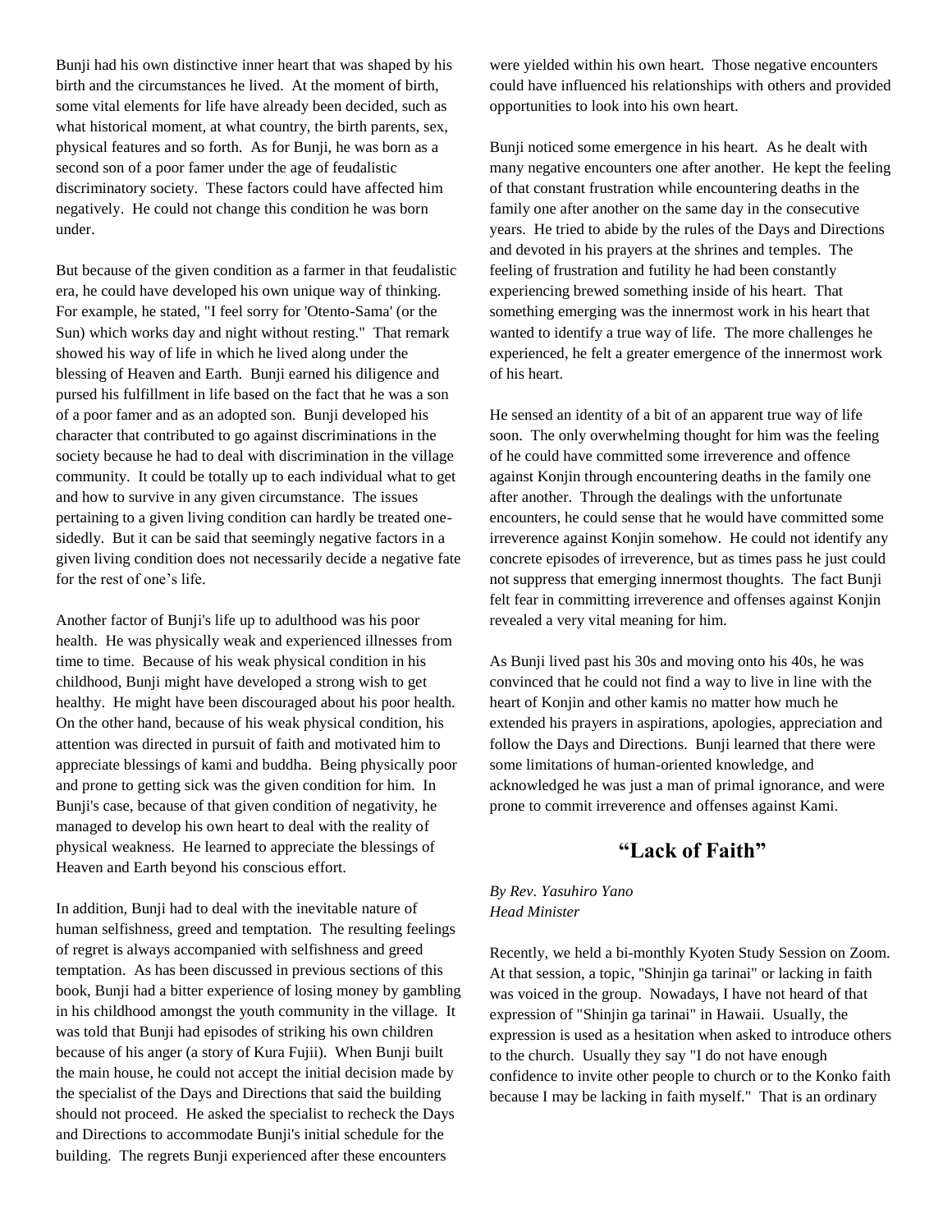Bunji had his own distinctive inner heart that was shaped by his birth and the circumstances he lived. At the moment of birth, some vital elements for life have already been decided, such as what historical moment, at what country, the birth parents, sex, physical features and so forth. As for Bunji, he was born as a second son of a poor famer under the age of feudalistic discriminatory society. These factors could have affected him negatively. He could not change this condition he was born under.

But because of the given condition as a farmer in that feudalistic era, he could have developed his own unique way of thinking. For example, he stated, "I feel sorry for 'Otento-Sama' (or the Sun) which works day and night without resting." That remark showed his way of life in which he lived along under the blessing of Heaven and Earth. Bunji earned his diligence and pursed his fulfillment in life based on the fact that he was a son of a poor famer and as an adopted son. Bunji developed his character that contributed to go against discriminations in the society because he had to deal with discrimination in the village community. It could be totally up to each individual what to get and how to survive in any given circumstance. The issues pertaining to a given living condition can hardly be treated one-sidedly. But it can be said that seemingly negative factors in a given living condition does not necessarily decide a negative fate for the rest of one's life.

Another factor of Bunji's life up to adulthood was his poor health. He was physically weak and experienced illnesses from time to time. Because of his weak physical condition in his childhood, Bunji might have developed a strong wish to get healthy. He might have been discouraged about his poor health. On the other hand, because of his weak physical condition, his attention was directed in pursuit of faith and motivated him to appreciate blessings of kami and buddha. Being physically poor and prone to getting sick was the given condition for him. In Bunji's case, because of that given condition of negativity, he managed to develop his own heart to deal with the reality of physical weakness. He learned to appreciate the blessings of Heaven and Earth beyond his conscious effort.

In addition, Bunji had to deal with the inevitable nature of human selfishness, greed and temptation. The resulting feelings of regret is always accompanied with selfishness and greed temptation. As has been discussed in previous sections of this book, Bunji had a bitter experience of losing money by gambling in his childhood amongst the youth community in the village. It was told that Bunji had episodes of striking his own children because of his anger (a story of Kura Fujii). When Bunji built the main house, he could not accept the initial decision made by the specialist of the Days and Directions that said the building should not proceed. He asked the specialist to recheck the Days and Directions to accommodate Bunji's initial schedule for the building. The regrets Bunji experienced after these encounters were yielded within his own heart. Those negative encounters could have influenced his relationships with others and provided opportunities to look into his own heart.

Bunji noticed some emergence in his heart. As he dealt with many negative encounters one after another. He kept the feeling of that constant frustration while encountering deaths in the family one after another on the same day in the consecutive years. He tried to abide by the rules of the Days and Directions and devoted in his prayers at the shrines and temples. The feeling of frustration and futility he had been constantly experiencing brewed something inside of his heart. That something emerging was the innermost work in his heart that wanted to identify a true way of life. The more challenges he experienced, he felt a greater emergence of the innermost work of his heart.

He sensed an identity of a bit of an apparent true way of life soon. The only overwhelming thought for him was the feeling of he could have committed some irreverence and offence against Konjin through encountering deaths in the family one after another. Through the dealings with the unfortunate encounters, he could sense that he would have committed some irreverence against Konjin somehow. He could not identify any concrete episodes of irreverence, but as times pass he just could not suppress that emerging innermost thoughts. The fact Bunji felt fear in committing irreverence and offenses against Konjin revealed a very vital meaning for him.

As Bunji lived past his 30s and moving onto his 40s, he was convinced that he could not find a way to live in line with the heart of Konjin and other kamis no matter how much he extended his prayers in aspirations, apologies, appreciation and follow the Days and Directions. Bunji learned that there were some limitations of human-oriented knowledge, and acknowledged he was just a man of primal ignorance, and were prone to commit irreverence and offenses against Kami.

## "Lack of Faith"

*By Rev. Yasuhiro Yano*
*Head Minister*

Recently, we held a bi-monthly Kyoten Study Session on Zoom. At that session, a topic, "Shinjin ga tarinai" or lacking in faith was voiced in the group. Nowadays, I have not heard of that expression of "Shinjin ga tarinai" in Hawaii. Usually, the expression is used as a hesitation when asked to introduce others to the church. Usually they say "I do not have enough confidence to invite other people to church or to the Konko faith because I may be lacking in faith myself." That is an ordinary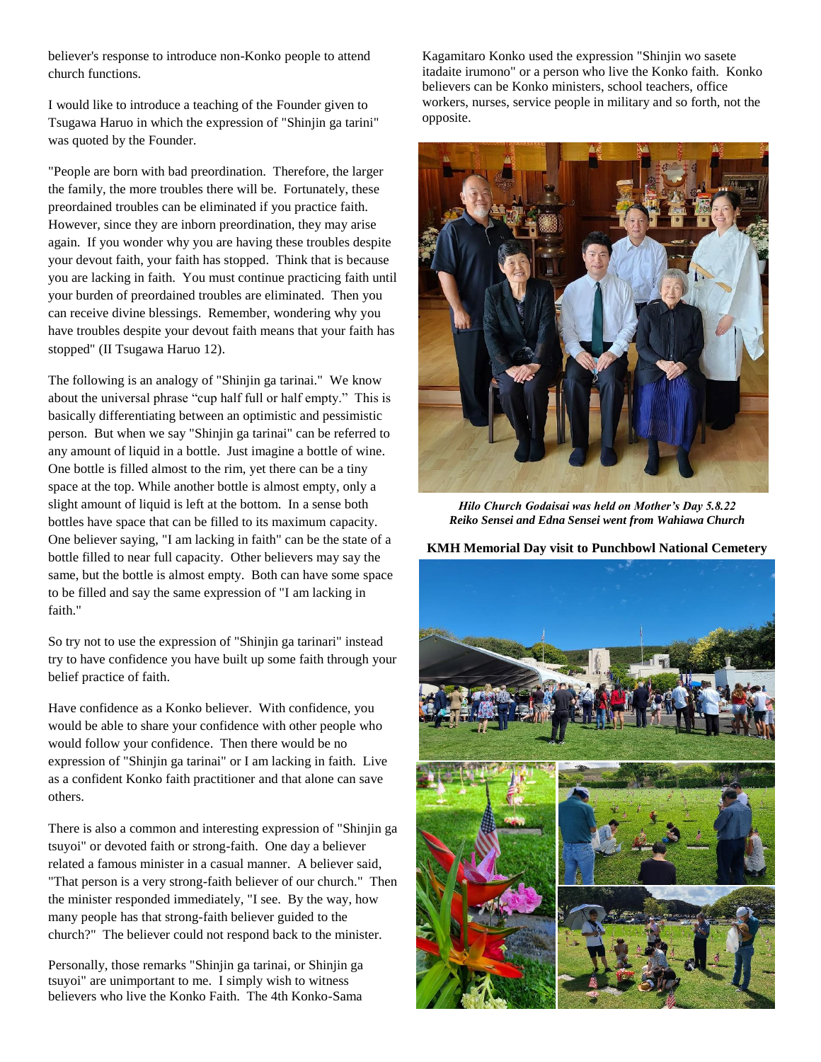believer's response to introduce non-Konko people to attend church functions.

I would like to introduce a teaching of the Founder given to Tsugawa Haruo in which the expression of "Shinjin ga tarini" was quoted by the Founder.

"People are born with bad preordination. Therefore, the larger the family, the more troubles there will be. Fortunately, these preordained troubles can be eliminated if you practice faith. However, since they are inborn preordination, they may arise again. If you wonder why you are having these troubles despite your devout faith, your faith has stopped. Think that is because you are lacking in faith. You must continue practicing faith until your burden of preordained troubles are eliminated. Then you can receive divine blessings. Remember, wondering why you have troubles despite your devout faith means that your faith has stopped" (II Tsugawa Haruo 12).

The following is an analogy of "Shinjin ga tarinai." We know about the universal phrase "cup half full or half empty." This is basically differentiating between an optimistic and pessimistic person. But when we say "Shinjin ga tarinai" can be referred to any amount of liquid in a bottle. Just imagine a bottle of wine. One bottle is filled almost to the rim, yet there can be a tiny space at the top. While another bottle is almost empty, only a slight amount of liquid is left at the bottom. In a sense both bottles have space that can be filled to its maximum capacity. One believer saying, "I am lacking in faith" can be the state of a bottle filled to near full capacity. Other believers may say the same, but the bottle is almost empty. Both can have some space to be filled and say the same expression of "I am lacking in faith."

So try not to use the expression of "Shinjin ga tarinari" instead try to have confidence you have built up some faith through your belief practice of faith.

Have confidence as a Konko believer. With confidence, you would be able to share your confidence with other people who would follow your confidence. Then there would be no expression of "Shinjin ga tarinai" or I am lacking in faith. Live as a confident Konko faith practitioner and that alone can save others.

There is also a common and interesting expression of "Shinjin ga tsuyoi" or devoted faith or strong-faith. One day a believer related a famous minister in a casual manner. A believer said, "That person is a very strong-faith believer of our church." Then the minister responded immediately, "I see. By the way, how many people has that strong-faith believer guided to the church?" The believer could not respond back to the minister.

Personally, those remarks "Shinjin ga tarinai, or Shinjin ga tsuyoi" are unimportant to me. I simply wish to witness believers who live the Konko Faith. The 4th Konko-Sama Kagamitaro Konko used the expression "Shinjin wo sasete itadaite irumono" or a person who live the Konko faith. Konko believers can be Konko ministers, school teachers, office workers, nurses, service people in military and so forth, not the opposite.

***Hilo Church Godaisai was held on Mother's Day 5.8.22***
***Reiko Sensei and Edna Sensei went from Wahiawa Church***

**KMH Memorial Day visit to Punchbowl National Cemetery**